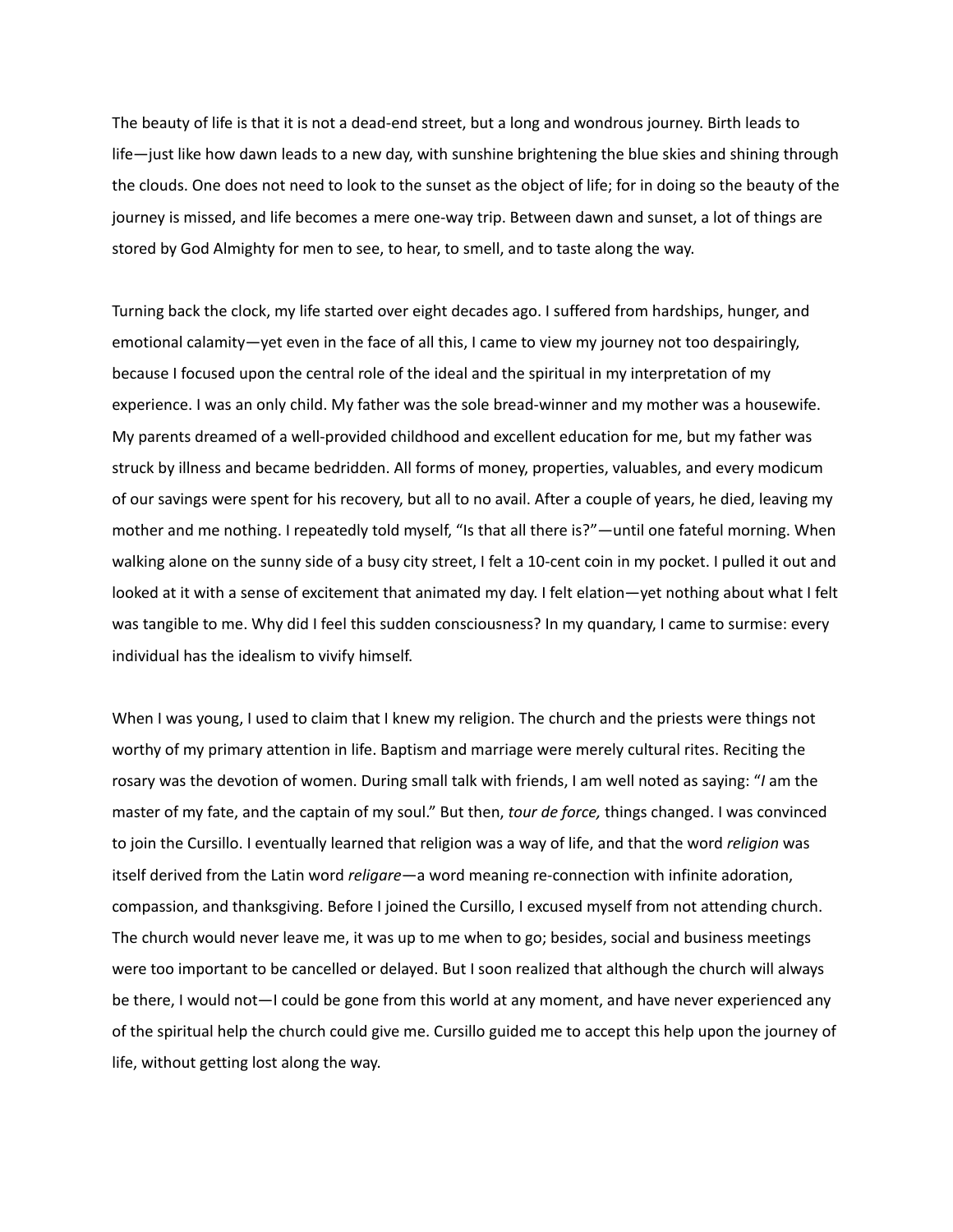The beauty of life is that it is not a dead-end street, but a long and wondrous journey. Birth leads to life—just like how dawn leads to a new day, with sunshine brightening the blue skies and shining through the clouds. One does not need to look to the sunset as the object of life; for in doing so the beauty of the journey is missed, and life becomes a mere one-way trip. Between dawn and sunset, a lot of things are stored by God Almighty for men to see, to hear, to smell, and to taste along the way.

Turning back the clock, my life started over eight decades ago. I suffered from hardships, hunger, and emotional calamity—yet even in the face of all this, I came to view my journey not too despairingly, because I focused upon the central role of the ideal and the spiritual in my interpretation of my experience. I was an only child. My father was the sole bread-winner and my mother was a housewife. My parents dreamed of a well-provided childhood and excellent education for me, but my father was struck by illness and became bedridden. All forms of money, properties, valuables, and every modicum of our savings were spent for his recovery, but all to no avail. After a couple of years, he died, leaving my mother and me nothing. I repeatedly told myself, "Is that all there is?"—until one fateful morning. When walking alone on the sunny side of a busy city street, I felt a 10-cent coin in my pocket. I pulled it out and looked at it with a sense of excitement that animated my day. I felt elation—yet nothing about what I felt was tangible to me. Why did I feel this sudden consciousness? In my quandary, I came to surmise: every individual has the idealism to vivify himself.

When I was young, I used to claim that I knew my religion. The church and the priests were things not worthy of my primary attention in life. Baptism and marriage were merely cultural rites. Reciting the rosary was the devotion of women. During small talk with friends, I am well noted as saying: "*I* am the master of my fate, and the captain of my soul." But then, *tour de force,* things changed. I was convinced to join the Cursillo. I eventually learned that religion was a way of life, and that the word *religion* was itself derived from the Latin word *religare*—a word meaning re-connection with infinite adoration, compassion, and thanksgiving. Before I joined the Cursillo, I excused myself from not attending church. The church would never leave me, it was up to me when to go; besides, social and business meetings were too important to be cancelled or delayed. But I soon realized that although the church will always be there, I would not—I could be gone from this world at any moment, and have never experienced any of the spiritual help the church could give me. Cursillo guided me to accept this help upon the journey of life, without getting lost along the way.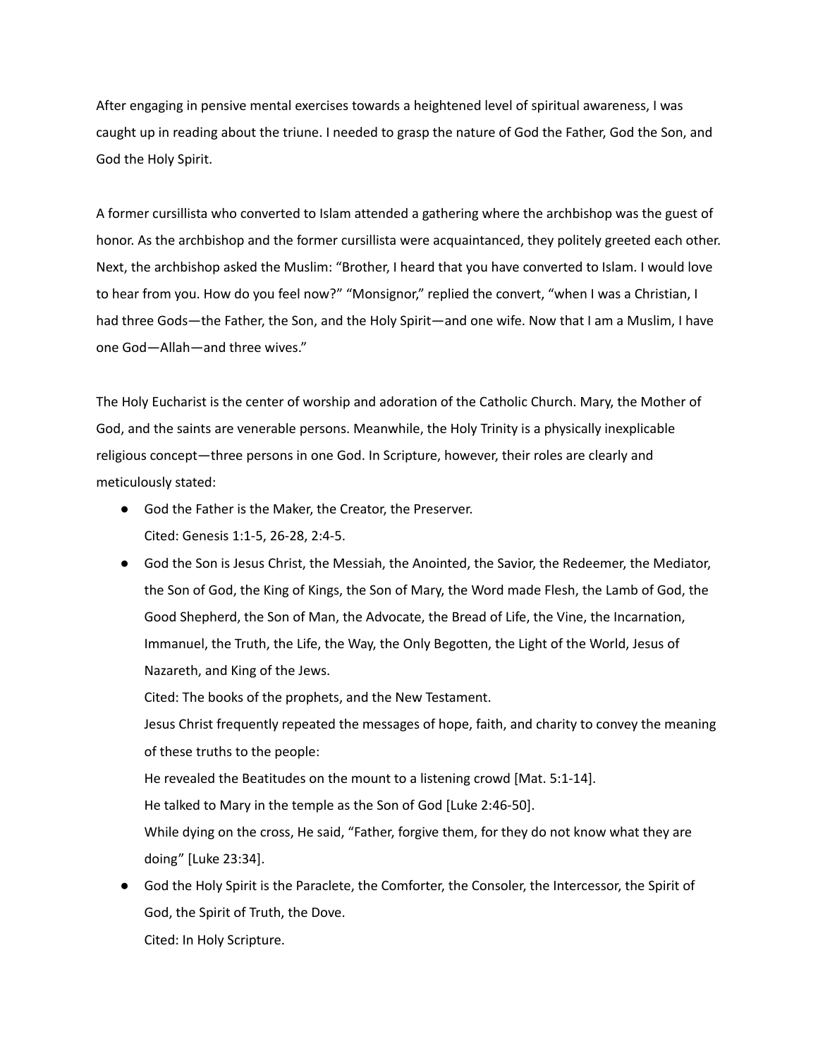After engaging in pensive mental exercises towards a heightened level of spiritual awareness, I was caught up in reading about the triune. I needed to grasp the nature of God the Father, God the Son, and God the Holy Spirit.

A former cursillista who converted to Islam attended a gathering where the archbishop was the guest of honor. As the archbishop and the former cursillista were acquaintanced, they politely greeted each other. Next, the archbishop asked the Muslim: "Brother, I heard that you have converted to Islam. I would love to hear from you. How do you feel now?" "Monsignor," replied the convert, "when I was a Christian, I had three Gods—the Father, the Son, and the Holy Spirit—and one wife. Now that I am a Muslim, I have one God—Allah—and three wives."

The Holy Eucharist is the center of worship and adoration of the Catholic Church. Mary, the Mother of God, and the saints are venerable persons. Meanwhile, the Holy Trinity is a physically inexplicable religious concept—three persons in one God. In Scripture, however, their roles are clearly and meticulously stated:

- God the Father is the Maker, the Creator, the Preserver.
  Cited: Genesis 1:1-5, 26-28, 2:4-5.
- God the Son is Jesus Christ, the Messiah, the Anointed, the Savior, the Redeemer, the Mediator, the Son of God, the King of Kings, the Son of Mary, the Word made Flesh, the Lamb of God, the Good Shepherd, the Son of Man, the Advocate, the Bread of Life, the Vine, the Incarnation, Immanuel, the Truth, the Life, the Way, the Only Begotten, the Light of the World, Jesus of Nazareth, and King of the Jews.
  Cited: The books of the prophets, and the New Testament.
  Jesus Christ frequently repeated the messages of hope, faith, and charity to convey the meaning of these truths to the people:
  He revealed the Beatitudes on the mount to a listening crowd [Mat. 5:1-14].
  He talked to Mary in the temple as the Son of God [Luke 2:46-50].
  While dying on the cross, He said, "Father, forgive them, for they do not know what they are doing" [Luke 23:34].
- God the Holy Spirit is the Paraclete, the Comforter, the Consoler, the Intercessor, the Spirit of God, the Spirit of Truth, the Dove.
  Cited: In Holy Scripture.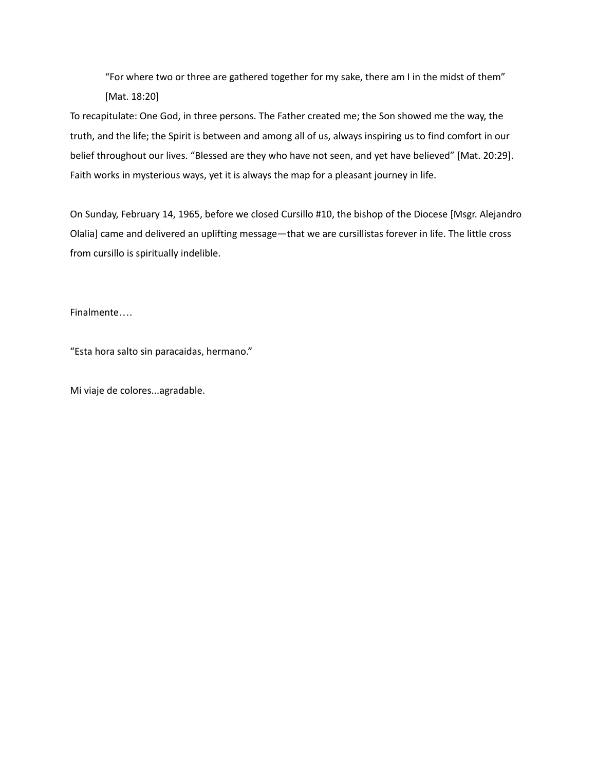> "For where two or three are gathered together for my sake, there am I in the midst of them" [Mat. 18:20]

To recapitulate: One God, in three persons. The Father created me; the Son showed me the way, the truth, and the life; the Spirit is between and among all of us, always inspiring us to find comfort in our belief throughout our lives. "Blessed are they who have not seen, and yet have believed" [Mat. 20:29]. Faith works in mysterious ways, yet it is always the map for a pleasant journey in life.

On Sunday, February 14, 1965, before we closed Cursillo #10, the bishop of the Diocese [Msgr. Alejandro Olalia] came and delivered an uplifting message—that we are cursillistas forever in life. The little cross from cursillo is spiritually indelible.

Finalmente….

"Esta hora salto sin paracaidas, hermano."

Mi viaje de colores...agradable.